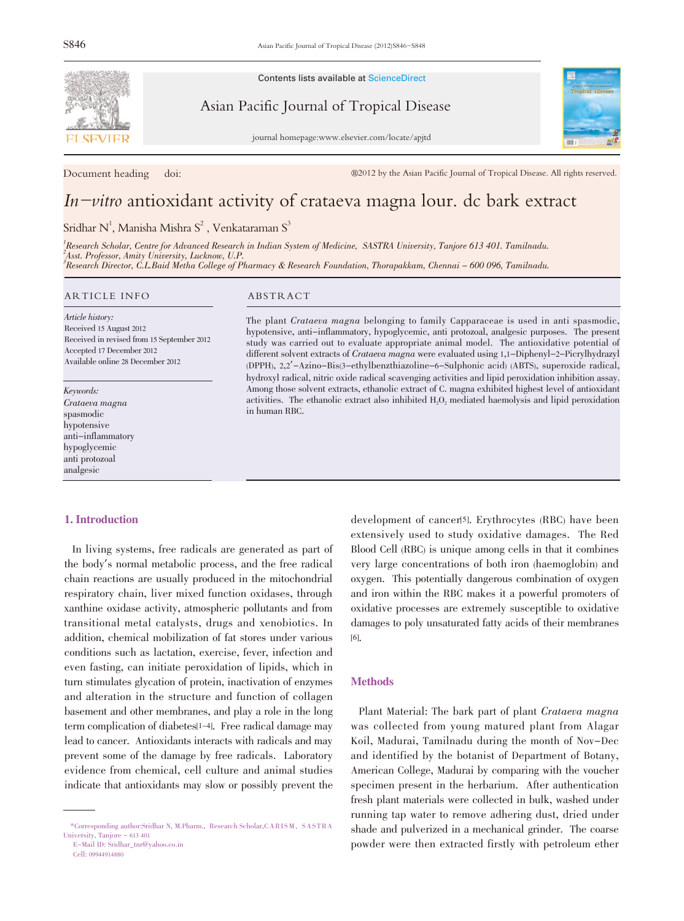Contents lists available at ScienceDirect

Asian Pacific Journal of Tropical Disease

journal homepage:www.elsevier.com/locate/apjtd

Document heading doi: ®2012 by the Asian Pacific Journal of Tropical Disease. All rights reserved.

# *In-vitro* antioxidant activity of crataeva magna lour. dc bark extract

Sridhar N[1], Manisha Mishra S[2], Venkataraman S[3]

[1]Research Scholar, Centre for Advanced Research in Indian System of Medicine, SASTRA University, Tanjore 613 401. Tamilnadu.
[2]Asst. Professor, Amity University, Lucknow, U.P.
[3]Research Director, C.L.Baid Metha College of Pharmacy & Research Foundation, Thorapakkam, Chennai – 600 096, Tamilnadu.

## ARTICLE INFO

*Article history:*
Received 15 August 2012
Received in revised from 15 September 2012
Accepted 17 December 2012
Available online 28 December 2012

*Keywords:*
*Crataeva magna*
spasmodic
hypotensive
anti-inflammatory
hypoglycemic
anti protozoal
analgesic

## ABSTRACT

The plant *Crataeva magna* belonging to family Capparaceae is used in anti spasmodic, hypotensive, anti-inflammatory, hypoglycemic, anti protozoal, analgesic purposes. The present study was carried out to evaluate appropriate animal model. The antioxidative potential of different solvent extracts of *Crataeva magna* were evaluated using 1,1-Diphenyl-2-Picrylhydrazyl (DPPH), 2,2′-Azino-Bis(3-ethylbenzthiazoline-6-Sulphonic acid) (ABTS), superoxide radical, hydroxyl radical, nitric oxide radical scavenging activities and lipid peroxidation inhibition assay. Among those solvent extracts, ethanolic extract of C. magna exhibited highest level of antioxidant activities. The ethanolic extract also inhibited $H_2O_2$ mediated haemolysis and lipid peroxidation in human RBC.

## 1. Introduction

In living systems, free radicals are generated as part of the body's normal metabolic process, and the free radical chain reactions are usually produced in the mitochondrial respiratory chain, liver mixed function oxidases, through xanthine oxidase activity, atmospheric pollutants and from transitional metal catalysts, drugs and xenobiotics. In addition, chemical mobilization of fat stores under various conditions such as lactation, exercise, fever, infection and even fasting, can initiate peroxidation of lipids, which in turn stimulates glycation of protein, inactivation of enzymes and alteration in the structure and function of collagen basement and other membranes, and play a role in the long term complication of diabetes[1-4]. Free radical damage may lead to cancer. Antioxidants interacts with radicals and may prevent some of the damage by free radicals. Laboratory evidence from chemical, cell culture and animal studies indicate that antioxidants may slow or possibly prevent the development of cancer[5]. Erythrocytes (RBC) have been extensively used to study oxidative damages. The Red Blood Cell (RBC) is unique among cells in that it combines very large concentrations of both iron (haemoglobin) and oxygen. This potentially dangerous combination of oxygen and iron within the RBC makes it a powerful promoters of oxidative processes are extremely susceptible to oxidative damages to poly unsaturated fatty acids of their membranes [6].

## Methods

Plant Material: The bark part of plant *Crataeva magna* was collected from young matured plant from Alagar Koil, Madurai, Tamilnadu during the month of Nov-Dec and identified by the botanist of Department of Botany, American College, Madurai by comparing with the voucher specimen present in the herbarium. After authentication fresh plant materials were collected in bulk, washed under running tap water to remove adhering dust, dried under shade and pulverized in a mechanical grinder. The coarse powder were then extracted firstly with petroleum ether

*Corresponding author:Sridhar N, M.Pharm., Research Scholar,CARISM, SASTRA University, Tanjore – 613 401
E-Mail ID: Sridhar_tnr@yahoo.co.in
Cell: 09944914880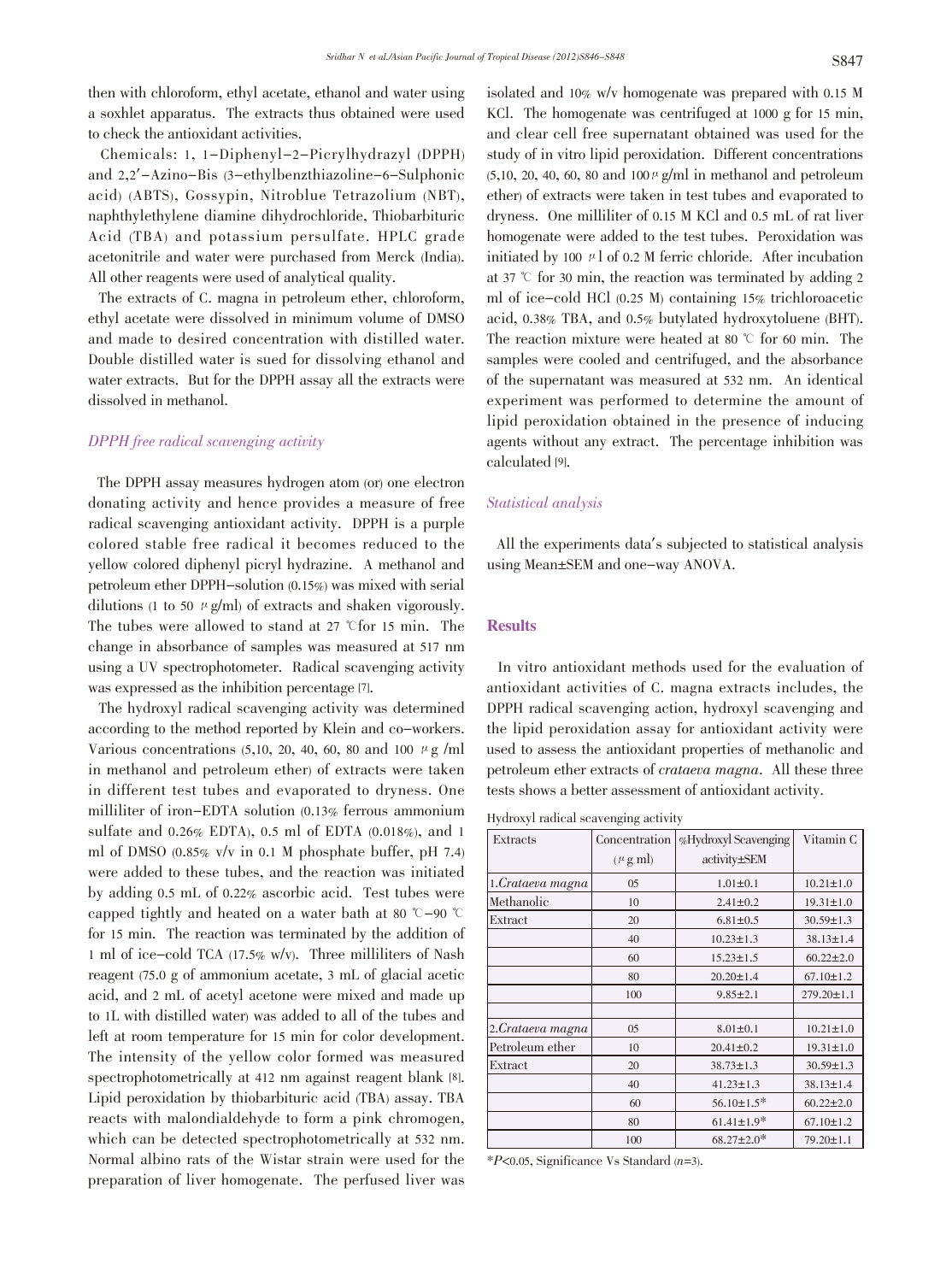then with chloroform, ethyl acetate, ethanol and water using a soxhlet apparatus. The extracts thus obtained were used to check the antioxidant activities.

Chemicals: 1, 1-Diphenyl-2-Picrylhydrazyl (DPPH) and 2,2′-Azino-Bis (3-ethylbenzthiazoline-6-Sulphonic acid) (ABTS), Gossypin, Nitroblue Tetrazolium (NBT), naphthylethylene diamine dihydrochloride, Thiobarbituric Acid (TBA) and potassium persulfate. HPLC grade acetonitrile and water were purchased from Merck (India). All other reagents were used of analytical quality.

The extracts of C. magna in petroleum ether, chloroform, ethyl acetate were dissolved in minimum volume of DMSO and made to desired concentration with distilled water. Double distilled water is sued for dissolving ethanol and water extracts. But for the DPPH assay all the extracts were dissolved in methanol.

### *DPPH free radical scavenging activity*

The DPPH assay measures hydrogen atom (or) one electron donating activity and hence provides a measure of free radical scavenging antioxidant activity. DPPH is a purple colored stable free radical it becomes reduced to the yellow colored diphenyl picryl hydrazine. A methanol and petroleum ether DPPH-solution (0.15%) was mixed with serial dilutions (1 to 50 μg/ml) of extracts and shaken vigorously. The tubes were allowed to stand at 27 ℃for 15 min. The change in absorbance of samples was measured at 517 nm using a UV spectrophotometer. Radical scavenging activity was expressed as the inhibition percentage [7].

The hydroxyl radical scavenging activity was determined according to the method reported by Klein and co-workers. Various concentrations (5,10, 20, 40, 60, 80 and 100 μg /ml in methanol and petroleum ether) of extracts were taken in different test tubes and evaporated to dryness. One milliliter of iron-EDTA solution (0.13% ferrous ammonium sulfate and 0.26% EDTA), 0.5 ml of EDTA (0.018%), and 1 ml of DMSO (0.85% v/v in 0.1 M phosphate buffer, pH 7.4) were added to these tubes, and the reaction was initiated by adding 0.5 mL of 0.22% ascorbic acid. Test tubes were capped tightly and heated on a water bath at 80 ℃-90 ℃ for 15 min. The reaction was terminated by the addition of 1 ml of ice-cold TCA (17.5% w/v). Three milliliters of Nash reagent (75.0 g of ammonium acetate, 3 mL of glacial acetic acid, and 2 mL of acetyl acetone were mixed and made up to 1L with distilled water) was added to all of the tubes and left at room temperature for 15 min for color development. The intensity of the yellow color formed was measured spectrophotometrically at 412 nm against reagent blank [8]. Lipid peroxidation by thiobarbituric acid (TBA) assay. TBA reacts with malondialdehyde to form a pink chromogen, which can be detected spectrophotometrically at 532 nm. Normal albino rats of the Wistar strain were used for the preparation of liver homogenate. The perfused liver was isolated and 10% w/v homogenate was prepared with 0.15 M KCl. The homogenate was centrifuged at 1000 g for 15 min, and clear cell free supernatant obtained was used for the study of in vitro lipid peroxidation. Different concentrations (5,10, 20, 40, 60, 80 and 100μg/ml in methanol and petroleum ether) of extracts were taken in test tubes and evaporated to dryness. One milliliter of 0.15 M KCl and 0.5 mL of rat liver homogenate were added to the test tubes. Peroxidation was initiated by 100 μl of 0.2 M ferric chloride. After incubation at 37 ℃ for 30 min, the reaction was terminated by adding 2 ml of ice-cold HCl (0.25 M) containing 15% trichloroacetic acid, 0.38% TBA, and 0.5% butylated hydroxytoluene (BHT). The reaction mixture were heated at 80 ℃ for 60 min. The samples were cooled and centrifuged, and the absorbance of the supernatant was measured at 532 nm. An identical experiment was performed to determine the amount of lipid peroxidation obtained in the presence of inducing agents without any extract. The percentage inhibition was calculated [9].

### *Statistical analysis*

All the experiments data's subjected to statistical analysis using Mean±SEM and one-way ANOVA.

## Results

In vitro antioxidant methods used for the evaluation of antioxidant activities of C. magna extracts includes, the DPPH radical scavenging action, hydroxyl scavenging and the lipid peroxidation assay for antioxidant activity were used to assess the antioxidant properties of methanolic and petroleum ether extracts of *crataeva magna*. All these three tests shows a better assessment of antioxidant activity.

Hydroxyl radical scavenging activity

| Extracts | Concentration (μg ml) | %Hydroxyl Scavenging activity±SEM | Vitamin C |
|---|---|---|---|
| 1.*Crataeva magna* | 05 | 1.01±0.1 | 10.21±1.0 |
| Methanolic | 10 | 2.41±0.2 | 19.31±1.0 |
| Extract | 20 | 6.81±0.5 | 30.59±1.3 |
| | 40 | 10.23±1.3 | 38.13±1.4 |
| | 60 | 15.23±1.5 | 60.22±2.0 |
| | 80 | 20.20±1.4 | 67.10±1.2 |
| | 100 | 9.85±2.1 | 279.20±1.1 |
| | | | |
| 2.*Crataeva magna* | 05 | 8.01±0.1 | 10.21±1.0 |
| Petroleum ether | 10 | 20.41±0.2 | 19.31±1.0 |
| Extract | 20 | 38.73±1.3 | 30.59±1.3 |
| | 40 | 41.23±1.3 | 38.13±1.4 |
| | 60 | 56.10±1.5* | 60.22±2.0 |
| | 80 | 61.41±1.9* | 67.10±1.2 |
| | 100 | 68.27±2.0* | 79.20±1.1 |

*$P<0.05$, Significance Vs Standard ($n$=3).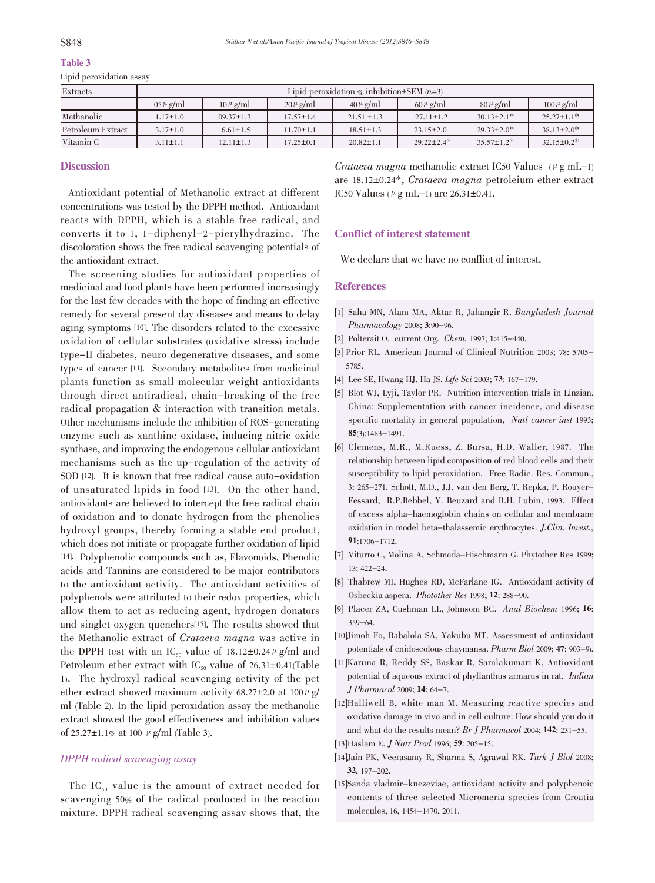**Table 3**

Lipid peroxidation assay

| Extracts | Lipid peroxidation % inhibition±SEM ($n$=3) | | | | | | |
|---|---|---|---|---|---|---|---|
| | 05 μ g/ml | 10 μ g/ml | 20 μ g/ml | 40 μ g/ml | 60 μ g/ml | 80 μ g/ml | 100 μ g/ml |
| Methanolic | 1.17±1.0 | 09.37±1.3 | 17.57±1.4 | 21.51 ±1.3 | 27.11±1.2 | 30.13±2.1* | 25.27±1.1* |
| Petroleum Extract | 3.17±1.0 | 6.61±1.5 | 11.70±1.1 | 18.51±1.3 | 23.15±2.0 | 29.33±2.0* | 38.13±2.0* |
| Vitamin C | 3.11±1.1 | 12.11±1.3 | 17.25±0.1 | 20.82±1.1 | 29.22±2.4* | 35.57±1.2* | 32.15±0.2* |

## Discussion

Antioxidant potential of Methanolic extract at different concentrations was tested by the DPPH method. Antioxidant reacts with DPPH, which is a stable free radical, and converts it to 1, 1-diphenyl-2-picrylhydrazine. The discoloration shows the free radical scavenging potentials of the antioxidant extract.

The screening studies for antioxidant properties of medicinal and food plants have been performed increasingly for the last few decades with the hope of finding an effective remedy for several present day diseases and means to delay aging symptoms [10]. The disorders related to the excessive oxidation of cellular substrates (oxidative stress) include type-II diabetes, neuro degenerative diseases, and some types of cancer [11]. Secondary metabolites from medicinal plants function as small molecular weight antioxidants through direct antiradical, chain-breaking of the free radical propagation & interaction with transition metals. Other mechanisms include the inhibition of ROS-generating enzyme such as xanthine oxidase, inducing nitric oxide synthase, and improving the endogenous cellular antioxidant mechanisms such as the up-regulation of the activity of SOD [12]. It is known that free radical cause auto-oxidation of unsaturated lipids in food [13]. On the other hand, antioxidants are believed to intercept the free radical chain of oxidation and to donate hydrogen from the phenolics hydroxyl groups, thereby forming a stable end product, which does not initiate or propagate further oxidation of lipid [14]. Polyphenolic compounds such as, Flavonoids, Phenolic acids and Tannins are considered to be major contributors to the antioxidant activity. The antioxidant activities of polyphenols were attributed to their redox properties, which allow them to act as reducing agent, hydrogen donators and singlet oxygen quenchers[15]. The results showed that the Methanolic extract of *Crataeva magna* was active in the DPPH test with an $IC_{50}$ value of 18.12±0.24 μ g/ml and Petroleum ether extract with $IC_{50}$ value of 26.31±0.41(Table 1). The hydroxyl radical scavenging activity of the pet ether extract showed maximum activity 68.27±2.0 at 100 μ g/ml (Table 2). In the lipid peroxidation assay the methanolic extract showed the good effectiveness and inhibition values of 25.27±1.1% at 100 μ g/ml (Table 3).

### *DPPH radical scavenging assay*

The $IC_{50}$ value is the amount of extract needed for scavenging 50% of the radical produced in the reaction mixture. DPPH radical scavenging assay shows that, the *Crataeva magna* methanolic extract IC50 Values (μ g mL-1) are 18.12±0.24*, *Crataeva magna* petroleium ether extract IC50 Values (μ g mL-1) are 26.31±0.41.

## Conflict of interest statement

We declare that we have no conflict of interest.

## References

[1] Saha MN, Alam MA, Aktar R, Jahangir R. *Bangladesh Journal Pharmacology* 2008; **3**:90-96.

[2] Polterait O. current Org. *Chem.* 1997; **1**:415-440.

[3] Prior RL. American Journal of Clinical Nutrition 2003; 78: 5705-5785.

[4] Lee SE, Hwang HJ, Ha JS. *Life Sci* 2003; **73**: 167-179.

[5] Blot WJ, Lyji, Taylor PR. Nutrition intervention trials in Linzian. China: Supplementation with cancer incidence, and disease specific mortality in general population, *Natl cancer inst* 1993; **85**(3):1483-1491.

[6] Clemens, M.R., M.Ruess, Z. Bursa, H.D. Waller, 1987. The relationship between lipid composition of red blood cells and their susceptibility to lipid peroxidation. Free Radic. Res. Commun., 3: 265-271. Schott, M.D., J.J. van den Berg, T. Repka, P. Rouyer-Fessard, R.P.Bebbel, Y. Beuzard and B.H. Lubin, 1993. Effect of excess alpha-haemoglobin chains on cellular and membrane oxidation in model beta-thalassemic erythrocytes. *J.Clin. Invest.*, **91**:1706-1712.

[7] Viturro C, Molina A, Schmeda-Hischmann G. Phytother Res 1999; 13: 422-24.

[8] Thabrew MI, Hughes RD, McFarlane IG. Antioxidant activity of Osbeckia aspera. *Photother Res* 1998; **12**: 288-90.

[9] Placer ZA, Cushman LL, Johnsom BC. *Anal Biochem* 1996; **16**: 359-64.

[10]Jimoh Fo, Babalola SA, Yakubu MT. Assessment of antioxidant potentials of cnidoscolous chaymansa. *Pharm Biol* 2009; **47**: 903-9).

[11]Karuna R, Reddy SS, Baskar R, Saralakumari K, Antioxidant potential of aqueous extract of phyllanthus armarus in rat. *Indian J Pharmacol* 2009; **14**: 64-7.

[12]Halliwell B, white man M. Measuring reactive species and oxidative damage in vivo and in cell culture: How should you do it and what do the results mean? *Br J Pharmacol* 2004; **142**: 231-55.

[13]Haslam E. *J Natr Prod* 1996; **59**: 205-15.

[14]Jain PK, Veerasamy R, Sharma S, Agrawal RK. *Turk J Biol* 2008; **32**, 197-202.

[15]Sanda vladmir-knezeviae, antioxidant activity and polyphenoic contents of three selected Micromeria species from Croatia molecules, 16, 1454-1470, 2011.